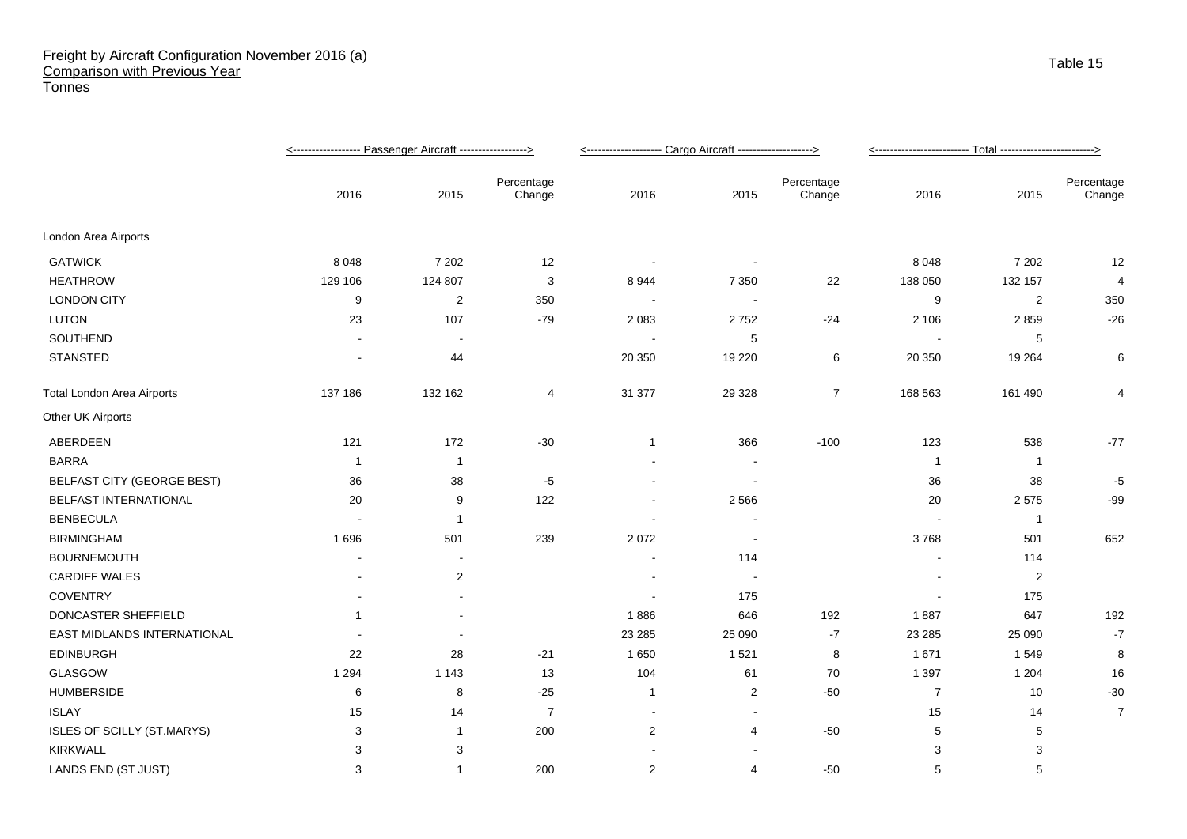# Freight by Aircraft Configuration November 2016 (a)
## Comparison with Previous Year
## Tonnes

Table 15

| | Passenger Aircraft | | | Cargo Aircraft | | | Total | | |
|---|---|---|---|---|---|---|---|---|---|
| | 2016 | 2015 | Percentage Change | 2016 | 2015 | Percentage Change | 2016 | 2015 | Percentage Change |
| London Area Airports | | | | | | | | | |
| GATWICK | 8 048 | 7 202 | 12 | - | - | | 8 048 | 7 202 | 12 |
| HEATHROW | 129 106 | 124 807 | 3 | 8 944 | 7 350 | 22 | 138 050 | 132 157 | 4 |
| LONDON CITY | 9 | 2 | 350 | - | - | | 9 | 2 | 350 |
| LUTON | 23 | 107 | -79 | 2 083 | 2 752 | -24 | 2 106 | 2 859 | -26 |
| SOUTHEND | - | - | | - | 5 | | - | 5 | |
| STANSTED | - | 44 | | 20 350 | 19 220 | 6 | 20 350 | 19 264 | 6 |
| Total London Area Airports | 137 186 | 132 162 | 4 | 31 377 | 29 328 | 7 | 168 563 | 161 490 | 4 |
| Other UK Airports | | | | | | | | | |
| ABERDEEN | 121 | 172 | -30 | 1 | 366 | -100 | 123 | 538 | -77 |
| BARRA | 1 | 1 | | - | - | | 1 | 1 | |
| BELFAST CITY (GEORGE BEST) | 36 | 38 | -5 | - | - | | 36 | 38 | -5 |
| BELFAST INTERNATIONAL | 20 | 9 | 122 | - | 2 566 | | 20 | 2 575 | -99 |
| BENBECULA | - | 1 | | - | - | | - | 1 | |
| BIRMINGHAM | 1 696 | 501 | 239 | 2 072 | - | | 3 768 | 501 | 652 |
| BOURNEMOUTH | - | - | | - | 114 | | - | 114 | |
| CARDIFF WALES | - | 2 | | - | - | | - | 2 | |
| COVENTRY | - | - | | - | 175 | | - | 175 | |
| DONCASTER SHEFFIELD | 1 | - | | 1 886 | 646 | 192 | 1 887 | 647 | 192 |
| EAST MIDLANDS INTERNATIONAL | - | - | | 23 285 | 25 090 | -7 | 23 285 | 25 090 | -7 |
| EDINBURGH | 22 | 28 | -21 | 1 650 | 1 521 | 8 | 1 671 | 1 549 | 8 |
| GLASGOW | 1 294 | 1 143 | 13 | 104 | 61 | 70 | 1 397 | 1 204 | 16 |
| HUMBERSIDE | 6 | 8 | -25 | 1 | 2 | -50 | 7 | 10 | -30 |
| ISLAY | 15 | 14 | 7 | - | - | | 15 | 14 | 7 |
| ISLES OF SCILLY (ST.MARYS) | 3 | 1 | 200 | 2 | 4 | -50 | 5 | 5 | |
| KIRKWALL | 3 | 3 | | - | - | | 3 | 3 | |
| LANDS END (ST JUST) | 3 | 1 | 200 | 2 | 4 | -50 | 5 | 5 | |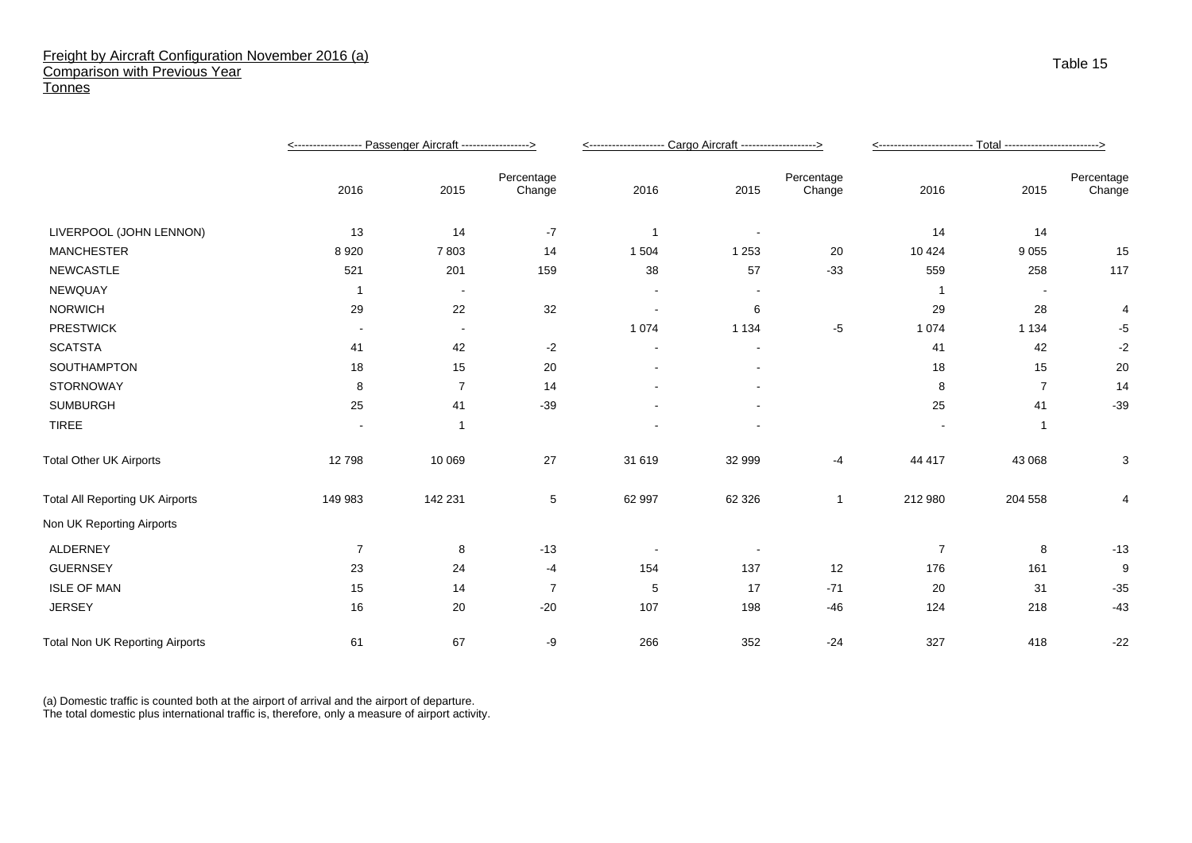Freight by Aircraft Configuration November 2016 (a)
Comparison with Previous Year
Tonnes

Table 15

| | Passenger Aircraft | | | Cargo Aircraft | | | Total | | |
|---|---|---|---|---|---|---|---|---|---|
| | 2016 | 2015 | Percentage Change | 2016 | 2015 | Percentage Change | 2016 | 2015 | Percentage Change |
| LIVERPOOL (JOHN LENNON) | 13 | 14 | -7 | 1 | - | | 14 | 14 | |
| MANCHESTER | 8 920 | 7 803 | 14 | 1 504 | 1 253 | 20 | 10 424 | 9 055 | 15 |
| NEWCASTLE | 521 | 201 | 159 | 38 | 57 | -33 | 559 | 258 | 117 |
| NEWQUAY | 1 | - | | - | - | | 1 | - | |
| NORWICH | 29 | 22 | 32 | - | 6 | | 29 | 28 | 4 |
| PRESTWICK | - | - | | 1 074 | 1 134 | -5 | 1 074 | 1 134 | -5 |
| SCATSTA | 41 | 42 | -2 | - | - | | 41 | 42 | -2 |
| SOUTHAMPTON | 18 | 15 | 20 | - | - | | 18 | 15 | 20 |
| STORNOWAY | 8 | 7 | 14 | - | - | | 8 | 7 | 14 |
| SUMBURGH | 25 | 41 | -39 | - | - | | 25 | 41 | -39 |
| TIREE | - | 1 | | - | - | | - | 1 | |
| Total Other UK Airports | 12 798 | 10 069 | 27 | 31 619 | 32 999 | -4 | 44 417 | 43 068 | 3 |
| Total All Reporting UK Airports | 149 983 | 142 231 | 5 | 62 997 | 62 326 | 1 | 212 980 | 204 558 | 4 |
| Non UK Reporting Airports | | | | | | | | | |
| ALDERNEY | 7 | 8 | -13 | - | - | | 7 | 8 | -13 |
| GUERNSEY | 23 | 24 | -4 | 154 | 137 | 12 | 176 | 161 | 9 |
| ISLE OF MAN | 15 | 14 | 7 | 5 | 17 | -71 | 20 | 31 | -35 |
| JERSEY | 16 | 20 | -20 | 107 | 198 | -46 | 124 | 218 | -43 |
| Total Non UK Reporting Airports | 61 | 67 | -9 | 266 | 352 | -24 | 327 | 418 | -22 |

(a) Domestic traffic is counted both at the airport of arrival and the airport of departure.
The total domestic plus international traffic is, therefore, only a measure of airport activity.